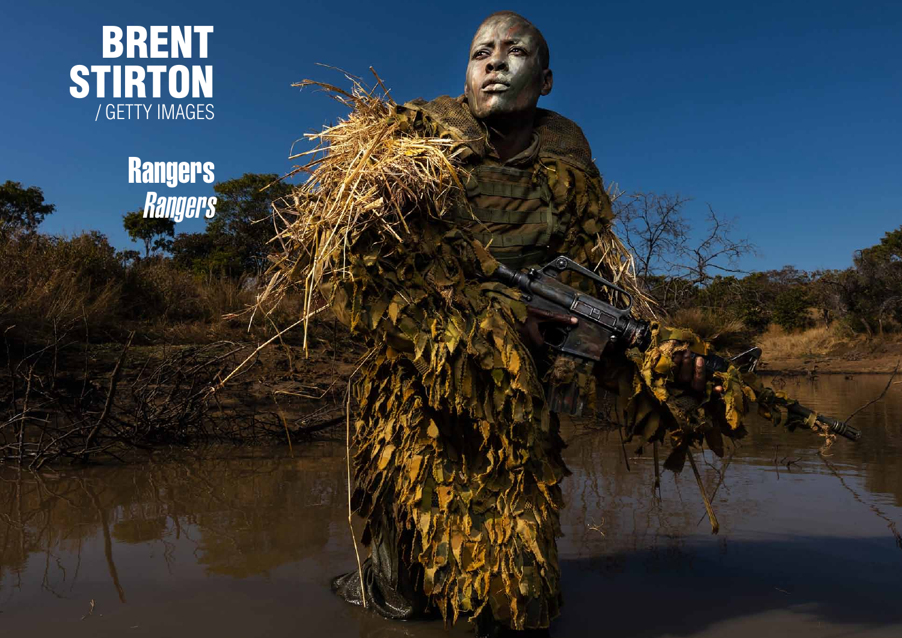# BRENT STIRTON
/ GETTY IMAGES

## Rangers
*Rangers*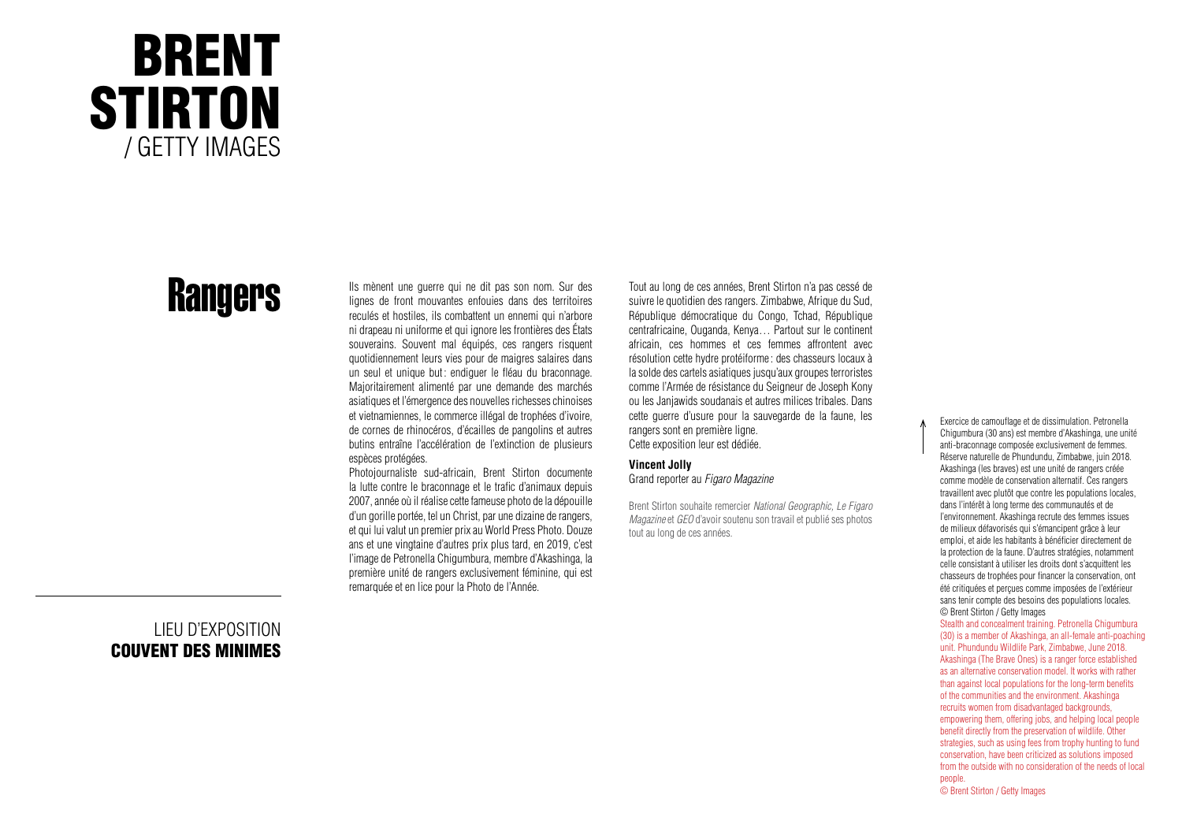# BRENT STIRTON

/ GETTY IMAGES

## Rangers

Ils mènent une guerre qui ne dit pas son nom. Sur des lignes de front mouvantes enfouies dans des territoires reculés et hostiles, ils combattent un ennemi qui n'arbore ni drapeau ni uniforme et qui ignore les frontières des États souverains. Souvent mal équipés, ces rangers risquent quotidiennement leurs vies pour de maigres salaires dans un seul et unique but : endiguer le fléau du braconnage. Majoritairement alimenté par une demande des marchés asiatiques et l'émergence des nouvelles richesses chinoises et vietnamiennes, le commerce illégal de trophées d'ivoire, de cornes de rhinocéros, d'écailles de pangolins et autres butins entraîne l'accélération de l'extinction de plusieurs espèces protégées.

Photojournaliste sud-africain, Brent Stirton documente la lutte contre le braconnage et le trafic d'animaux depuis 2007, année où il réalise cette fameuse photo de la dépouille d'un gorille portée, tel un Christ, par une dizaine de rangers, et qui lui valut un premier prix au World Press Photo. Douze ans et une vingtaine d'autres prix plus tard, en 2019, c'est l'image de Petronella Chigumbura, membre d'Akashinga, la première unité de rangers exclusivement féminine, qui est remarquée et en lice pour la Photo de l'Année.

Tout au long de ces années, Brent Stirton n'a pas cessé de suivre le quotidien des rangers. Zimbabwe, Afrique du Sud, République démocratique du Congo, Tchad, République centrafricaine, Ouganda, Kenya… Partout sur le continent africain, ces hommes et ces femmes affrontent avec résolution cette hydre protéiforme : des chasseurs locaux à la solde des cartels asiatiques jusqu'aux groupes terroristes comme l'Armée de résistance du Seigneur de Joseph Kony ou les Janjawids soudanais et autres milices tribales. Dans cette guerre d'usure pour la sauvegarde de la faune, les rangers sont en première ligne.
Cette exposition leur est dédiée.

**Vincent Jolly**
Grand reporter au *Figaro Magazine*

Brent Stirton souhaite remercier *National Geographic*, *Le Figaro Magazine* et *GEO* d'avoir soutenu son travail et publié ses photos tout au long de ces années.

LIEU D'EXPOSITION
**COUVENT DES MINIMES**

Exercice de camouflage et de dissimulation. Petronella Chigumbura (30 ans) est membre d'Akashinga, une unité anti-braconnage composée exclusivement de femmes. Réserve naturelle de Phundundu, Zimbabwe, juin 2018. Akashinga (les braves) est une unité de rangers créée comme modèle de conservation alternatif. Ces rangers travaillent avec plutôt que contre les populations locales, dans l'intérêt à long terme des communautés et de l'environnement. Akashinga recrute des femmes issues de milieux défavorisés qui s'émancipent grâce à leur emploi, et aide les habitants à bénéficier directement de la protection de la faune. D'autres stratégies, notamment celle consistant à utiliser les droits dont s'acquittent les chasseurs de trophées pour financer la conservation, ont été critiquées et perçues comme imposées de l'extérieur sans tenir compte des besoins des populations locales.
© Brent Stirton / Getty Images

Stealth and concealment training. Petronella Chigumbura (30) is a member of Akashinga, an all-female anti-poaching unit. Phundundu Wildlife Park, Zimbabwe, June 2018. Akashinga (The Brave Ones) is a ranger force established as an alternative conservation model. It works with rather than against local populations for the long-term benefits of the communities and the environment. Akashinga recruits women from disadvantaged backgrounds, empowering them, offering jobs, and helping local people benefit directly from the preservation of wildlife. Other strategies, such as using fees from trophy hunting to fund conservation, have been criticized as solutions imposed from the outside with no consideration of the needs of local people.
© Brent Stirton / Getty Images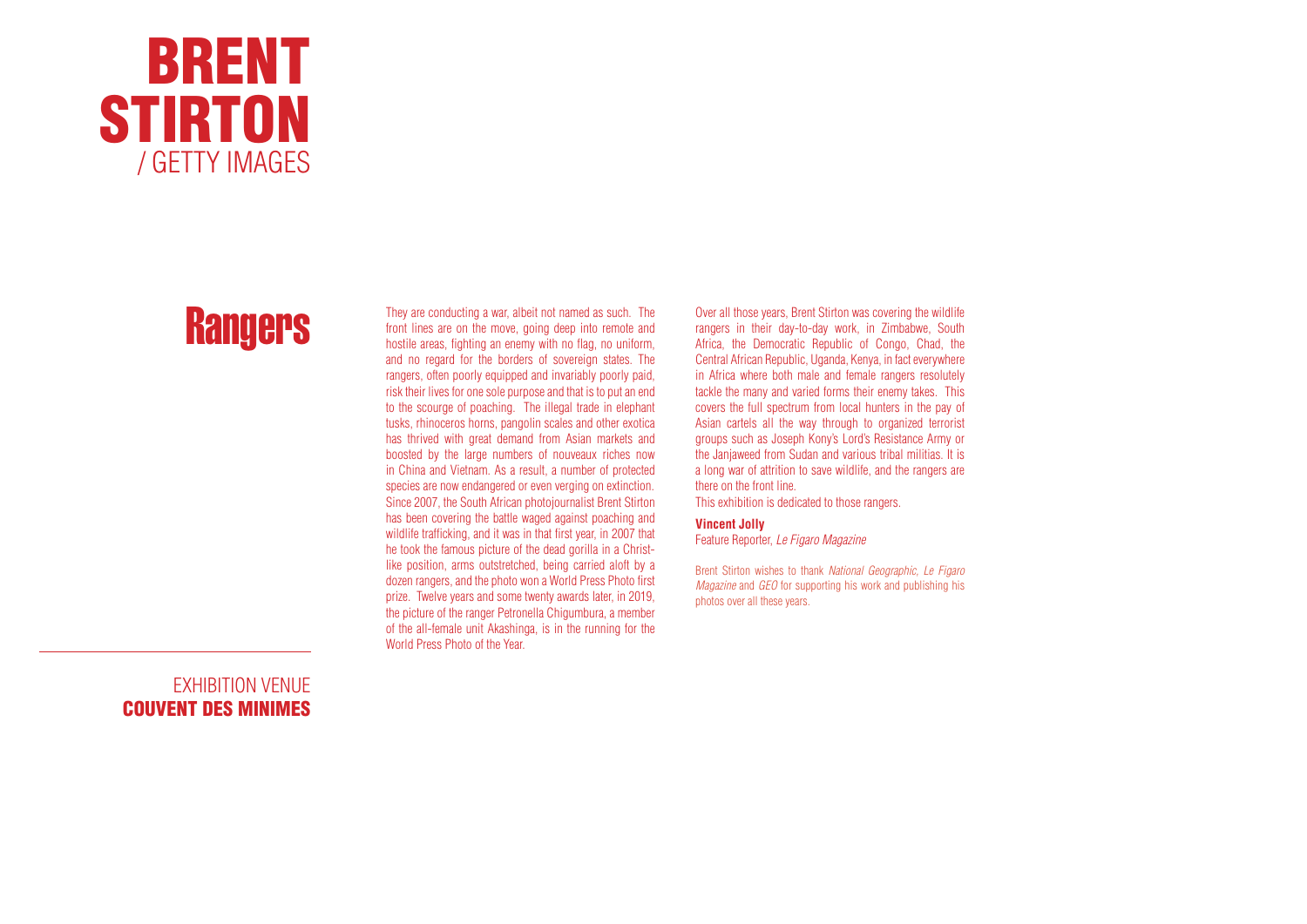# BRENT STIRTON
/ GETTY IMAGES

## Rangers

They are conducting a war, albeit not named as such. The front lines are on the move, going deep into remote and hostile areas, fighting an enemy with no flag, no uniform, and no regard for the borders of sovereign states. The rangers, often poorly equipped and invariably poorly paid, risk their lives for one sole purpose and that is to put an end to the scourge of poaching. The illegal trade in elephant tusks, rhinoceros horns, pangolin scales and other exotica has thrived with great demand from Asian markets and boosted by the large numbers of nouveaux riches now in China and Vietnam. As a result, a number of protected species are now endangered or even verging on extinction. Since 2007, the South African photojournalist Brent Stirton has been covering the battle waged against poaching and wildlife trafficking, and it was in that first year, in 2007 that he took the famous picture of the dead gorilla in a Christ-like position, arms outstretched, being carried aloft by a dozen rangers, and the photo won a World Press Photo first prize. Twelve years and some twenty awards later, in 2019, the picture of the ranger Petronella Chigumbura, a member of the all-female unit Akashinga, is in the running for the World Press Photo of the Year.

Over all those years, Brent Stirton was covering the wildlife rangers in their day-to-day work, in Zimbabwe, South Africa, the Democratic Republic of Congo, Chad, the Central African Republic, Uganda, Kenya, in fact everywhere in Africa where both male and female rangers resolutely tackle the many and varied forms their enemy takes. This covers the full spectrum from local hunters in the pay of Asian cartels all the way through to organized terrorist groups such as Joseph Kony's Lord's Resistance Army or the Janjaweed from Sudan and various tribal militias. It is a long war of attrition to save wildlife, and the rangers are there on the front line.

This exhibition is dedicated to those rangers.

**Vincent Jolly**
Feature Reporter, *Le Figaro Magazine*

Brent Stirton wishes to thank *National Geographic*, *Le Figaro Magazine* and *GEO* for supporting his work and publishing his photos over all these years.

EXHIBITION VENUE
**COUVENT DES MINIMES**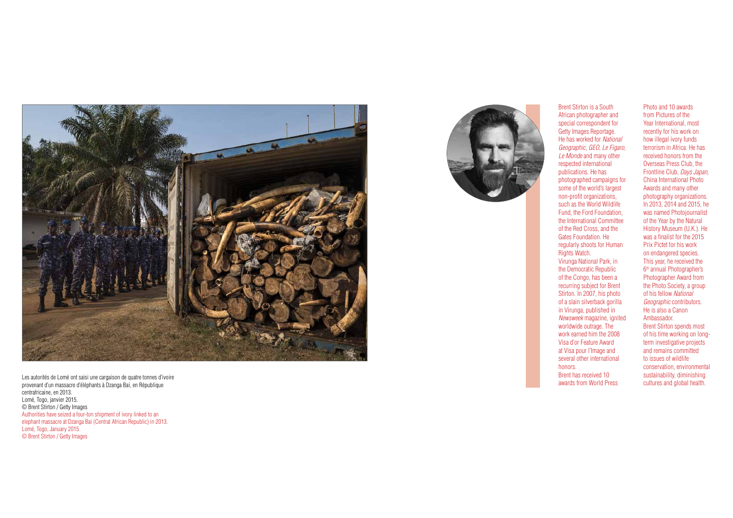Les autorités de Lomé ont saisi une cargaison de quatre tonnes d'ivoire provenant d'un massacre d'éléphants à Dzanga Bai, en République centrafricaine, en 2013.
Lomé, Togo, janvier 2015.
© Brent Stirton / Getty Images

Authorities have seized a four-ton shipment of ivory linked to an elephant massacre at Dzanga Bai (Central African Republic) in 2013.
Lomé, Togo, January 2015.
© Brent Stirton / Getty Images

Brent Stirton is a South African photographer and special correspondent for Getty Images Reportage. He has worked for *National Geographic*, *GEO*, *Le Figaro*, *Le Monde* and many other respected international publications. He has photographed campaigns for some of the world's largest non-profit organizations, such as the World Wildlife Fund, the Ford Foundation, the International Committee of the Red Cross, and the Gates Foundation. He regularly shoots for Human Rights Watch.

Virunga National Park, in the Democratic Republic of the Congo, has been a recurring subject for Brent Stirton. In 2007, his photo of a slain silverback gorilla in Virunga, published in *Newsweek* magazine, ignited worldwide outrage. The work earned him the 2008 Visa d'or Feature Award at Visa pour l'Image and several other international honors.

Brent has received 10 awards from World Press Photo and 10 awards from Pictures of the Year International, most recently for his work on how illegal ivory funds terrorism in Africa. He has received honors from the Overseas Press Club, the Frontline Club, *Days Japan*, China International Photo Awards and many other photography organizations. In 2013, 2014 and 2015, he was named Photojournalist of the Year by the Natural History Museum (U.K.). He was a finalist for the 2015 Prix Pictet for his work on endangered species. This year, he received the 6th annual Photographer's Photographer Award from the Photo Society, a group of his fellow *National Geographic* contributors. He is also a Canon Ambassador.

Brent Stirton spends most of his time working on long-term investigative projects and remains committed to issues of wildlife conservation, environmental sustainability, diminishing cultures and global health.